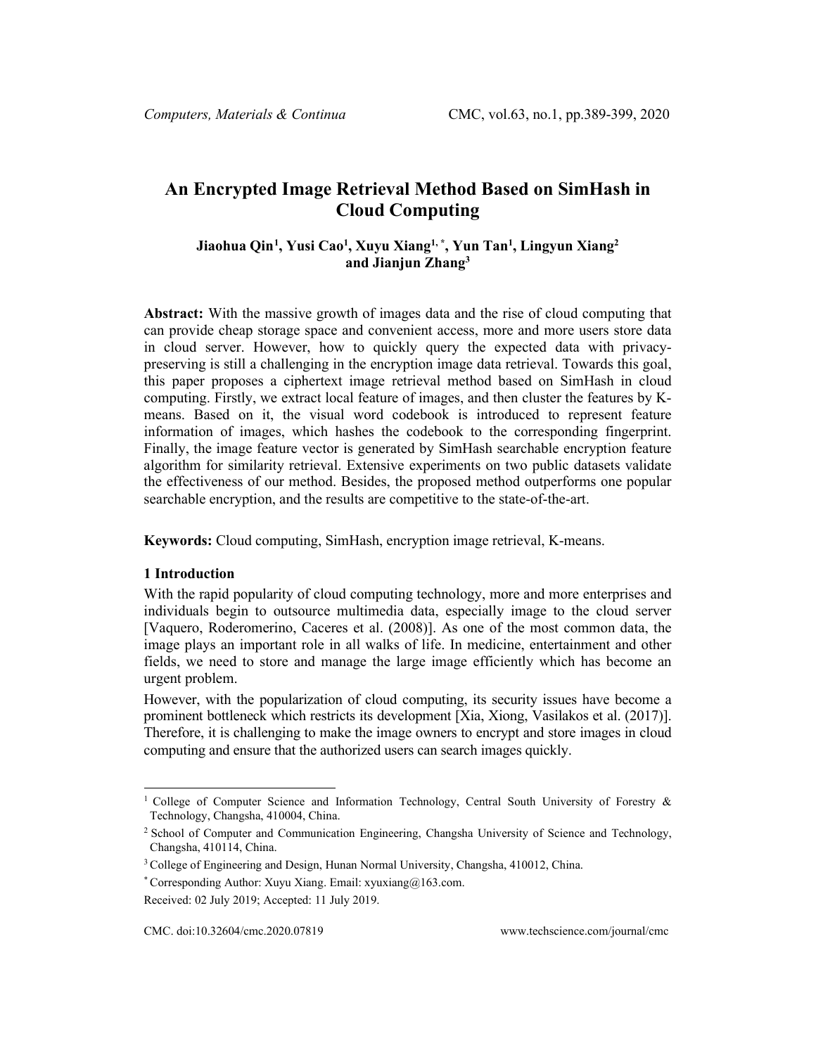# An Encrypted Image Retrieval Method Based on SimHash in Cloud Computing

**Jiaohua Qin[1], Yusi Cao[1], Xuyu Xiang[1, *], Yun Tan[1], Lingyun Xiang[2] and Jianjun Zhang[3]**

**Abstract:** With the massive growth of images data and the rise of cloud computing that can provide cheap storage space and convenient access, more and more users store data in cloud server. However, how to quickly query the expected data with privacy-preserving is still a challenging in the encryption image data retrieval. Towards this goal, this paper proposes a ciphertext image retrieval method based on SimHash in cloud computing. Firstly, we extract local feature of images, and then cluster the features by K-means. Based on it, the visual word codebook is introduced to represent feature information of images, which hashes the codebook to the corresponding fingerprint. Finally, the image feature vector is generated by SimHash searchable encryption feature algorithm for similarity retrieval. Extensive experiments on two public datasets validate the effectiveness of our method. Besides, the proposed method outperforms one popular searchable encryption, and the results are competitive to the state-of-the-art.

**Keywords:** Cloud computing, SimHash, encryption image retrieval, K-means.

## 1 Introduction

With the rapid popularity of cloud computing technology, more and more enterprises and individuals begin to outsource multimedia data, especially image to the cloud server [Vaquero, Roderomerino, Caceres et al. (2008)]. As one of the most common data, the image plays an important role in all walks of life. In medicine, entertainment and other fields, we need to store and manage the large image efficiently which has become an urgent problem.

However, with the popularization of cloud computing, its security issues have become a prominent bottleneck which restricts its development [Xia, Xiong, Vasilakos et al. (2017)]. Therefore, it is challenging to make the image owners to encrypt and store images in cloud computing and ensure that the authorized users can search images quickly.

---

[1] College of Computer Science and Information Technology, Central South University of Forestry & Technology, Changsha, 410004, China.

[2] School of Computer and Communication Engineering, Changsha University of Science and Technology, Changsha, 410114, China.

[3] College of Engineering and Design, Hunan Normal University, Changsha, 410012, China.

[*] Corresponding Author: Xuyu Xiang. Email: xyuxiang@163.com.

Received: 02 July 2019; Accepted: 11 July 2019.

CMC. doi:10.32604/cmc.2020.07819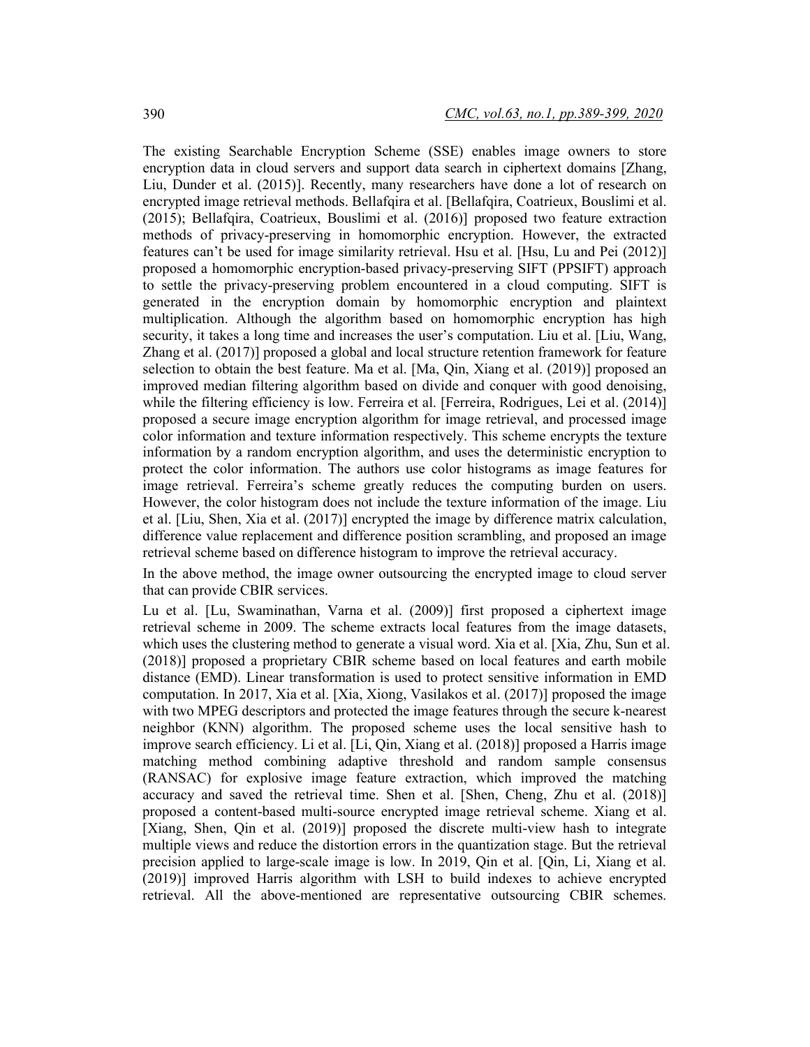The existing Searchable Encryption Scheme (SSE) enables image owners to store encryption data in cloud servers and support data search in ciphertext domains [Zhang, Liu, Dunder et al. (2015)]. Recently, many researchers have done a lot of research on encrypted image retrieval methods. Bellafqira et al. [Bellafqira, Coatrieux, Bouslimi et al. (2015); Bellafqira, Coatrieux, Bouslimi et al. (2016)] proposed two feature extraction methods of privacy-preserving in homomorphic encryption. However, the extracted features can't be used for image similarity retrieval. Hsu et al. [Hsu, Lu and Pei (2012)] proposed a homomorphic encryption-based privacy-preserving SIFT (PPSIFT) approach to settle the privacy-preserving problem encountered in a cloud computing. SIFT is generated in the encryption domain by homomorphic encryption and plaintext multiplication. Although the algorithm based on homomorphic encryption has high security, it takes a long time and increases the user's computation. Liu et al. [Liu, Wang, Zhang et al. (2017)] proposed a global and local structure retention framework for feature selection to obtain the best feature. Ma et al. [Ma, Qin, Xiang et al. (2019)] proposed an improved median filtering algorithm based on divide and conquer with good denoising, while the filtering efficiency is low. Ferreira et al. [Ferreira, Rodrigues, Lei et al. (2014)] proposed a secure image encryption algorithm for image retrieval, and processed image color information and texture information respectively. This scheme encrypts the texture information by a random encryption algorithm, and uses the deterministic encryption to protect the color information. The authors use color histograms as image features for image retrieval. Ferreira's scheme greatly reduces the computing burden on users. However, the color histogram does not include the texture information of the image. Liu et al. [Liu, Shen, Xia et al. (2017)] encrypted the image by difference matrix calculation, difference value replacement and difference position scrambling, and proposed an image retrieval scheme based on difference histogram to improve the retrieval accuracy.

In the above method, the image owner outsourcing the encrypted image to cloud server that can provide CBIR services.

Lu et al. [Lu, Swaminathan, Varna et al. (2009)] first proposed a ciphertext image retrieval scheme in 2009. The scheme extracts local features from the image datasets, which uses the clustering method to generate a visual word. Xia et al. [Xia, Zhu, Sun et al. (2018)] proposed a proprietary CBIR scheme based on local features and earth mobile distance (EMD). Linear transformation is used to protect sensitive information in EMD computation. In 2017, Xia et al. [Xia, Xiong, Vasilakos et al. (2017)] proposed the image with two MPEG descriptors and protected the image features through the secure k-nearest neighbor (KNN) algorithm. The proposed scheme uses the local sensitive hash to improve search efficiency. Li et al. [Li, Qin, Xiang et al. (2018)] proposed a Harris image matching method combining adaptive threshold and random sample consensus (RANSAC) for explosive image feature extraction, which improved the matching accuracy and saved the retrieval time. Shen et al. [Shen, Cheng, Zhu et al. (2018)] proposed a content-based multi-source encrypted image retrieval scheme. Xiang et al. [Xiang, Shen, Qin et al. (2019)] proposed the discrete multi-view hash to integrate multiple views and reduce the distortion errors in the quantization stage. But the retrieval precision applied to large-scale image is low. In 2019, Qin et al. [Qin, Li, Xiang et al. (2019)] improved Harris algorithm with LSH to build indexes to achieve encrypted retrieval. All the above-mentioned are representative outsourcing CBIR schemes.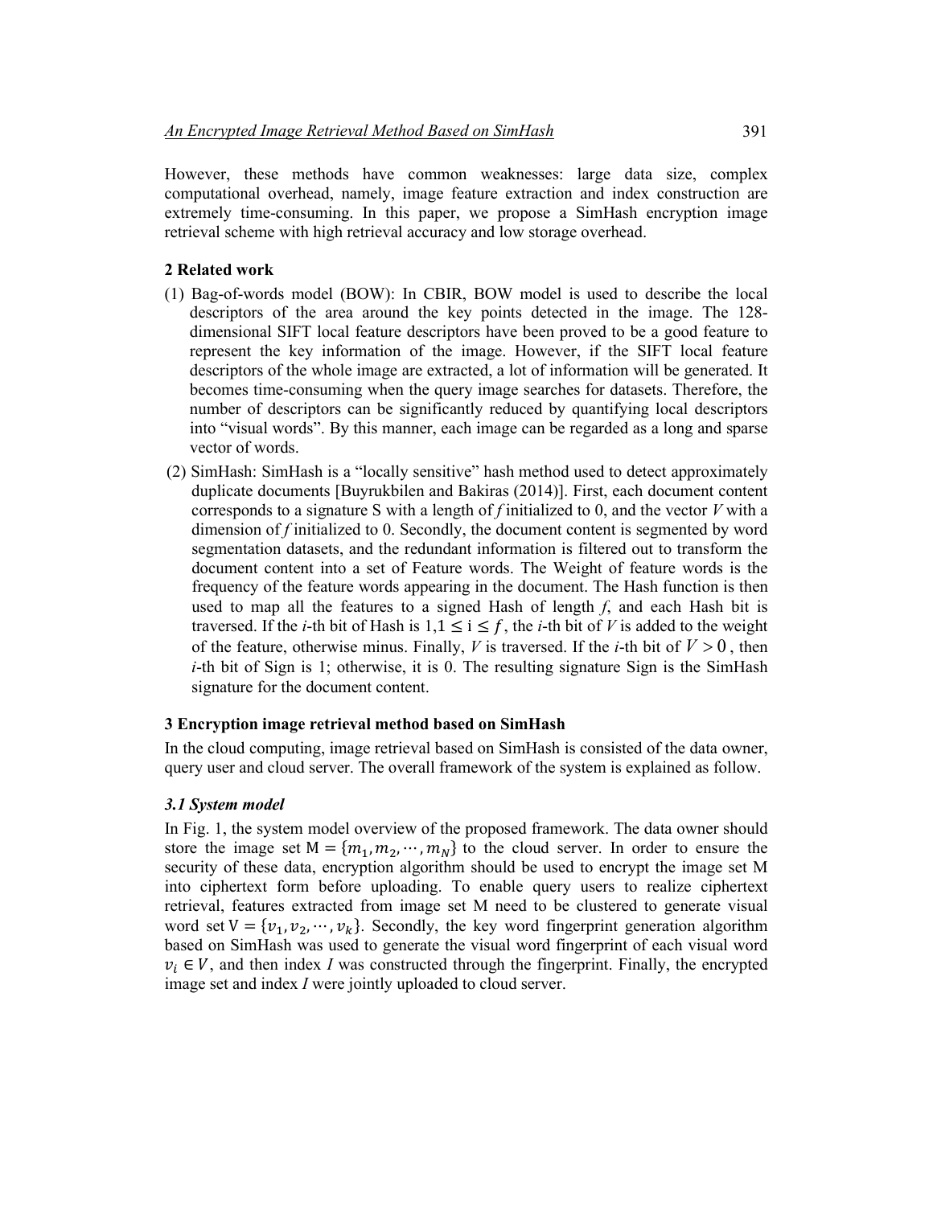However, these methods have common weaknesses: large data size, complex computational overhead, namely, image feature extraction and index construction are extremely time-consuming. In this paper, we propose a SimHash encryption image retrieval scheme with high retrieval accuracy and low storage overhead.

## 2 Related work

(1) Bag-of-words model (BOW): In CBIR, BOW model is used to describe the local descriptors of the area around the key points detected in the image. The 128-dimensional SIFT local feature descriptors have been proved to be a good feature to represent the key information of the image. However, if the SIFT local feature descriptors of the whole image are extracted, a lot of information will be generated. It becomes time-consuming when the query image searches for datasets. Therefore, the number of descriptors can be significantly reduced by quantifying local descriptors into "visual words". By this manner, each image can be regarded as a long and sparse vector of words.

(2) SimHash: SimHash is a "locally sensitive" hash method used to detect approximately duplicate documents [Buyrukbilen and Bakiras (2014)]. First, each document content corresponds to a signature S with a length of *f* initialized to 0, and the vector *V* with a dimension of *f* initialized to 0. Secondly, the document content is segmented by word segmentation datasets, and the redundant information is filtered out to transform the document content into a set of Feature words. The Weight of feature words is the frequency of the feature words appearing in the document. The Hash function is then used to map all the features to a signed Hash of length *f*, and each Hash bit is traversed. If the *i*-th bit of Hash is $1, 1 \leq i \leq f$, the *i*-th bit of *V* is added to the weight of the feature, otherwise minus. Finally, *V* is traversed. If the *i*-th bit of $V > 0$, then *i*-th bit of Sign is 1; otherwise, it is 0. The resulting signature Sign is the SimHash signature for the document content.

## 3 Encryption image retrieval method based on SimHash

In the cloud computing, image retrieval based on SimHash is consisted of the data owner, query user and cloud server. The overall framework of the system is explained as follow.

### *3.1 System model*

In Fig. 1, the system model overview of the proposed framework. The data owner should store the image set $\mathrm{M} = \{m_1, m_2, \cdots, m_N\}$ to the cloud server. In order to ensure the security of these data, encryption algorithm should be used to encrypt the image set M into ciphertext form before uploading. To enable query users to realize ciphertext retrieval, features extracted from image set M need to be clustered to generate visual word set $\mathrm{V} = \{v_1, v_2, \cdots, v_k\}$. Secondly, the key word fingerprint generation algorithm based on SimHash was used to generate the visual word fingerprint of each visual word $v_i \in V$, and then index *I* was constructed through the fingerprint. Finally, the encrypted image set and index *I* were jointly uploaded to cloud server.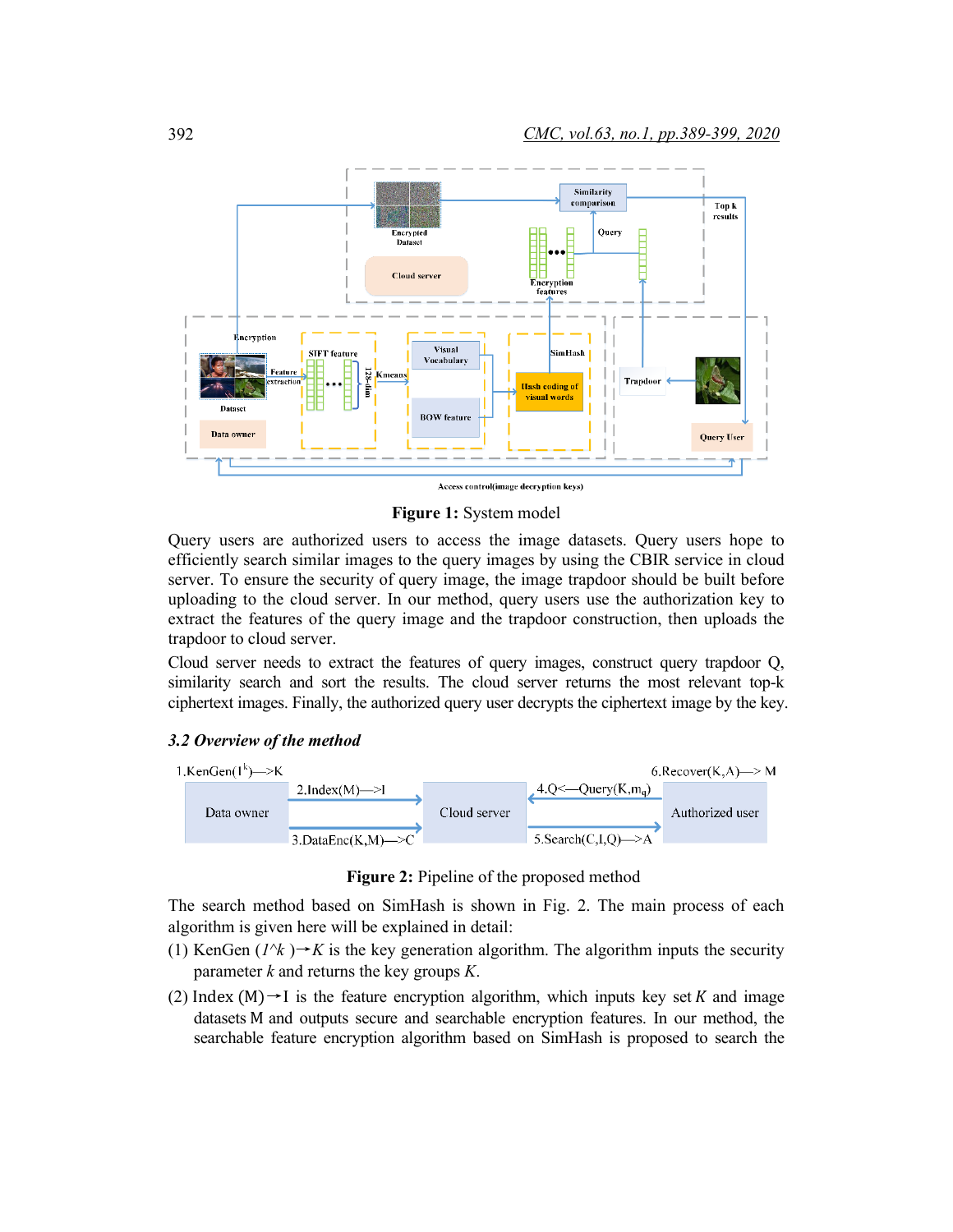Figure 1: System model

Query users are authorized users to access the image datasets. Query users hope to efficiently search similar images to the query images by using the CBIR service in cloud server. To ensure the security of query image, the image trapdoor should be built before uploading to the cloud server. In our method, query users use the authorization key to extract the features of the query image and the trapdoor construction, then uploads the trapdoor to cloud server.

Cloud server needs to extract the features of query images, construct query trapdoor Q, similarity search and sort the results. The cloud server returns the most relevant top-k ciphertext images. Finally, the authorized query user decrypts the ciphertext image by the key.

### *3.2 Overview of the method*

Figure 2: Pipeline of the proposed method

The search method based on SimHash is shown in Fig. 2. The main process of each algorithm is given here will be explained in detail:

(1) KenGen (*1^k*)→*K* is the key generation algorithm. The algorithm inputs the security parameter *k* and returns the key groups *K*.

(2) Index (M)→I is the feature encryption algorithm, which inputs key set *K* and image datasets M and outputs secure and searchable encryption features. In our method, the searchable feature encryption algorithm based on SimHash is proposed to search the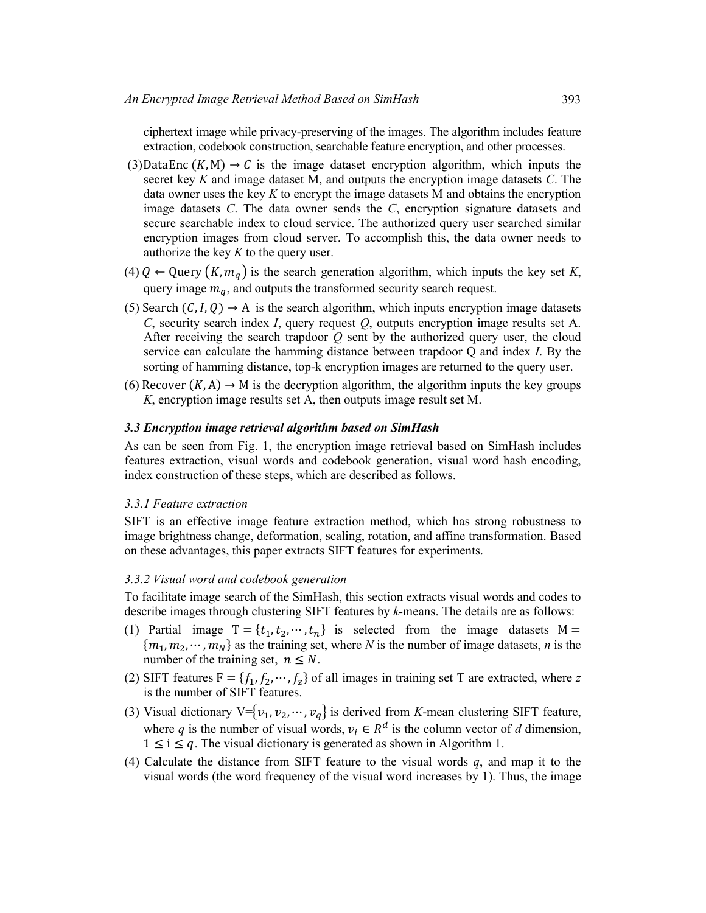ciphertext image while privacy-preserving of the images. The algorithm includes feature extraction, codebook construction, searchable feature encryption, and other processes.

(3) $\text{DataEnc}\,(K, \mathrm{M}) \rightarrow C$ is the image dataset encryption algorithm, which inputs the secret key *K* and image dataset M, and outputs the encryption image datasets *C*. The data owner uses the key *K* to encrypt the image datasets M and obtains the encryption image datasets *C*. The data owner sends the *C*, encryption signature datasets and secure searchable index to cloud service. The authorized query user searched similar encryption images from cloud server. To accomplish this, the data owner needs to authorize the key *K* to the query user.

(4) $Q \leftarrow \text{Query}\,(K, m_q)$ is the search generation algorithm, which inputs the key set *K*, query image $m_q$, and outputs the transformed security search request.

(5) $\text{Search}\,(C, I, Q) \rightarrow \mathrm{A}$ is the search algorithm, which inputs encryption image datasets *C*, security search index *I*, query request *Q*, outputs encryption image results set A. After receiving the search trapdoor *Q* sent by the authorized query user, the cloud service can calculate the hamming distance between trapdoor Q and index *I*. By the sorting of hamming distance, top-k encryption images are returned to the query user.

(6) $\text{Recover}\,(K, \mathrm{A}) \rightarrow \mathrm{M}$ is the decryption algorithm, the algorithm inputs the key groups *K*, encryption image results set A, then outputs image result set M.

### *3.3 Encryption image retrieval algorithm based on SimHash*

As can be seen from Fig. 1, the encryption image retrieval based on SimHash includes features extraction, visual words and codebook generation, visual word hash encoding, index construction of these steps, which are described as follows.

#### *3.3.1 Feature extraction*

SIFT is an effective image feature extraction method, which has strong robustness to image brightness change, deformation, scaling, rotation, and affine transformation. Based on these advantages, this paper extracts SIFT features for experiments.

#### *3.3.2 Visual word and codebook generation*

To facilitate image search of the SimHash, this section extracts visual words and codes to describe images through clustering SIFT features by *k*-means. The details are as follows:

(1) Partial image $\mathrm{T} = \{t_1, t_2, \cdots, t_n\}$ is selected from the image datasets $\mathrm{M} = \{m_1, m_2, \cdots, m_N\}$ as the training set, where *N* is the number of image datasets, *n* is the number of the training set, $n \leq N$.

(2) SIFT features $\mathrm{F} = \{f_1, f_2, \cdots, f_z\}$ of all images in training set T are extracted, where *z* is the number of SIFT features.

(3) Visual dictionary $\mathrm{V}=\{v_1, v_2, \cdots, v_q\}$ is derived from *K*-mean clustering SIFT feature, where *q* is the number of visual words, $v_i \in R^d$ is the column vector of *d* dimension, $1 \leq \mathrm{i} \leq q$. The visual dictionary is generated as shown in Algorithm 1.

(4) Calculate the distance from SIFT feature to the visual words *q*, and map it to the visual words (the word frequency of the visual word increases by 1). Thus, the image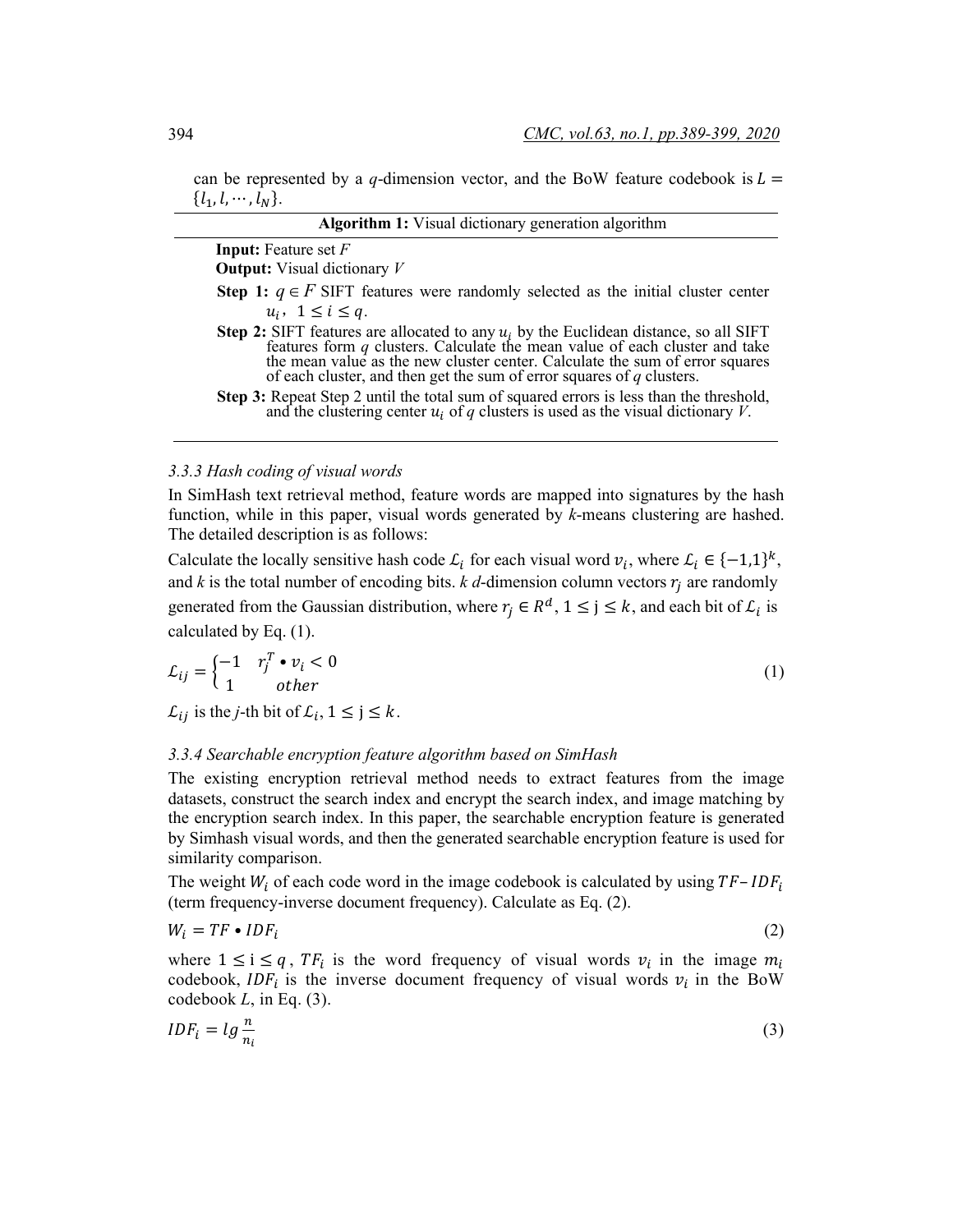can be represented by a $q$-dimension vector, and the BoW feature codebook is $L = \{l_1, l, \cdots, l_N\}$.

---

**Algorithm 1:** Visual dictionary generation algorithm

---

**Input:** Feature set $F$

**Output:** Visual dictionary $V$

**Step 1:** $q \in F$ SIFT features were randomly selected as the initial cluster center $u_i$, $1 \leq i \leq q$.

**Step 2:** SIFT features are allocated to any $u_i$ by the Euclidean distance, so all SIFT features form $q$ clusters. Calculate the mean value of each cluster and take the mean value as the new cluster center. Calculate the sum of error squares of each cluster, and then get the sum of error squares of $q$ clusters.

**Step 3:** Repeat Step 2 until the total sum of squared errors is less than the threshold, and the clustering center $u_i$ of $q$ clusters is used as the visual dictionary $V$.

---

#### *3.3.3 Hash coding of visual words*

In SimHash text retrieval method, feature words are mapped into signatures by the hash function, while in this paper, visual words generated by $k$-means clustering are hashed. The detailed description is as follows:

Calculate the locally sensitive hash code $\mathcal{L}_i$ for each visual word $v_i$, where $\mathcal{L}_i \in \{-1,1\}^k$, and $k$ is the total number of encoding bits. $k$ $d$-dimension column vectors $r_j$ are randomly generated from the Gaussian distribution, where $r_j \in R^d$, $1 \leq j \leq k$, and each bit of $\mathcal{L}_i$ is calculated by Eq. (1).

$$\mathcal{L}_{ij} = \begin{cases} -1 & r_j^T \bullet v_i < 0 \\ 1 & other \end{cases} \tag{1}$$

$\mathcal{L}_{ij}$ is the $j$-th bit of $\mathcal{L}_i$, $1 \leq j \leq k$.

#### *3.3.4 Searchable encryption feature algorithm based on SimHash*

The existing encryption retrieval method needs to extract features from the image datasets, construct the search index and encrypt the search index, and image matching by the encryption search index. In this paper, the searchable encryption feature is generated by Simhash visual words, and then the generated searchable encryption feature is used for similarity comparison.

The weight $W_i$ of each code word in the image codebook is calculated by using $TF\text{–}IDF_i$ (term frequency-inverse document frequency). Calculate as Eq. (2).

$$W_i = TF \bullet IDF_i \tag{2}$$

where $1 \leq i \leq q$, $TF_i$ is the word frequency of visual words $v_i$ in the image $m_i$ codebook, $IDF_i$ is the inverse document frequency of visual words $v_i$ in the BoW codebook $L$, in Eq. (3).

$$IDF_i = lg\frac{n}{n_i} \tag{3}$$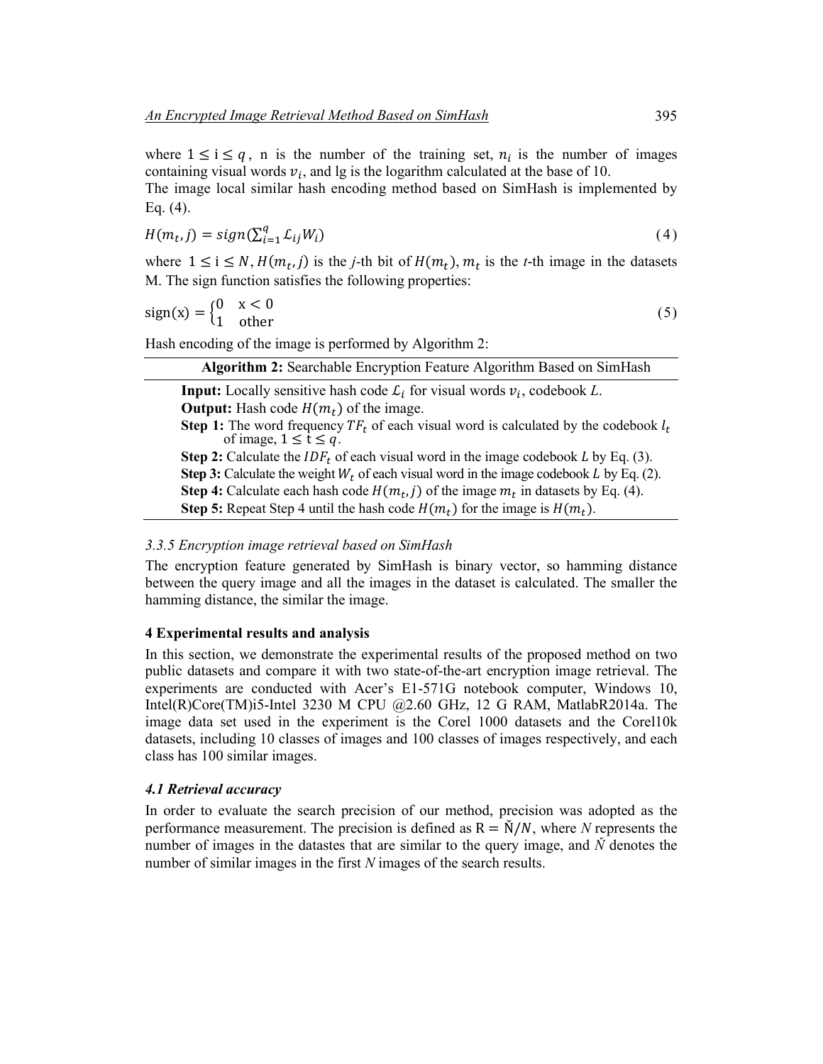where $1 \leq i \leq q$, n is the number of the training set, $n_i$ is the number of images containing visual words $v_i$, and lg is the logarithm calculated at the base of 10.

The image local similar hash encoding method based on SimHash is implemented by Eq. (4).

$$H(m_t, j) = sign(\sum_{i=1}^{q} \mathcal{L}_{ij} W_i) \tag{4}$$

where $1 \leq i \leq N$, $H(m_t, j)$ is the *j*-th bit of $H(m_t)$, $m_t$ is the *t*-th image in the datasets M. The sign function satisfies the following properties:

$$\text{sign(x)} = \begin{cases} 0 & \text{x} < 0 \\ 1 & \text{other} \end{cases} \tag{5}$$

Hash encoding of the image is performed by Algorithm 2:

**Algorithm 2:** Searchable Encryption Feature Algorithm Based on SimHash

**Input:** Locally sensitive hash code $\mathcal{L}_i$ for visual words $v_i$, codebook *L*.
**Output:** Hash code $H(m_t)$ of the image.
**Step 1:** The word frequency $TF_t$ of each visual word is calculated by the codebook $l_t$ of image, $1 \leq t \leq q$.
**Step 2:** Calculate the $IDF_t$ of each visual word in the image codebook *L* by Eq. (3).
**Step 3:** Calculate the weight $W_t$ of each visual word in the image codebook *L* by Eq. (2).
**Step 4:** Calculate each hash code $H(m_t, j)$ of the image $m_t$ in datasets by Eq. (4).
**Step 5:** Repeat Step 4 until the hash code $H(m_t)$ for the image is $H(m_t)$.

### *3.3.5 Encryption image retrieval based on SimHash*

The encryption feature generated by SimHash is binary vector, so hamming distance between the query image and all the images in the dataset is calculated. The smaller the hamming distance, the similar the image.

## 4 Experimental results and analysis

In this section, we demonstrate the experimental results of the proposed method on two public datasets and compare it with two state-of-the-art encryption image retrieval. The experiments are conducted with Acer's E1-571G notebook computer, Windows 10, Intel(R)Core(TM)i5-Intel 3230 M CPU @2.60 GHz, 12 G RAM, MatlabR2014a. The image data set used in the experiment is the Corel 1000 datasets and the Corel10k datasets, including 10 classes of images and 100 classes of images respectively, and each class has 100 similar images.

### *4.1 Retrieval accuracy*

In order to evaluate the search precision of our method, precision was adopted as the performance measurement. The precision is defined as $\text{R} = \check{\text{N}}/N$, where *N* represents the number of images in the datastes that are similar to the query image, and $\check{N}$ denotes the number of similar images in the first *N* images of the search results.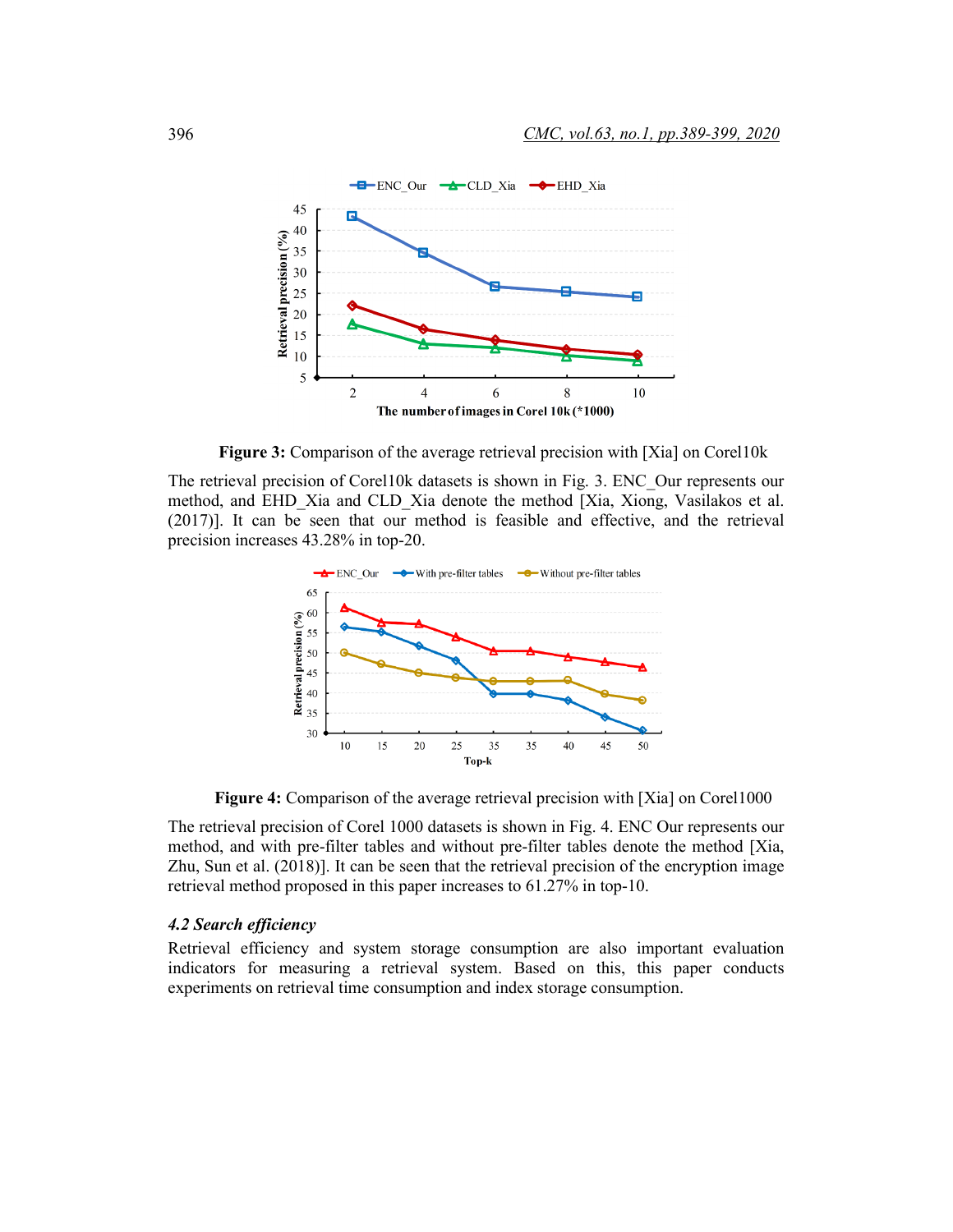**Figure 3:** Comparison of the average retrieval precision with [Xia] on Corel10k

The retrieval precision of Corel10k datasets is shown in Fig. 3. ENC_Our represents our method, and EHD_Xia and CLD_Xia denote the method [Xia, Xiong, Vasilakos et al. (2017)]. It can be seen that our method is feasible and effective, and the retrieval precision increases 43.28% in top-20.

**Figure 4:** Comparison of the average retrieval precision with [Xia] on Corel1000

The retrieval precision of Corel 1000 datasets is shown in Fig. 4. ENC Our represents our method, and with pre-filter tables and without pre-filter tables denote the method [Xia, Zhu, Sun et al. (2018)]. It can be seen that the retrieval precision of the encryption image retrieval method proposed in this paper increases to 61.27% in top-10.

### *4.2 Search efficiency*

Retrieval efficiency and system storage consumption are also important evaluation indicators for measuring a retrieval system. Based on this, this paper conducts experiments on retrieval time consumption and index storage consumption.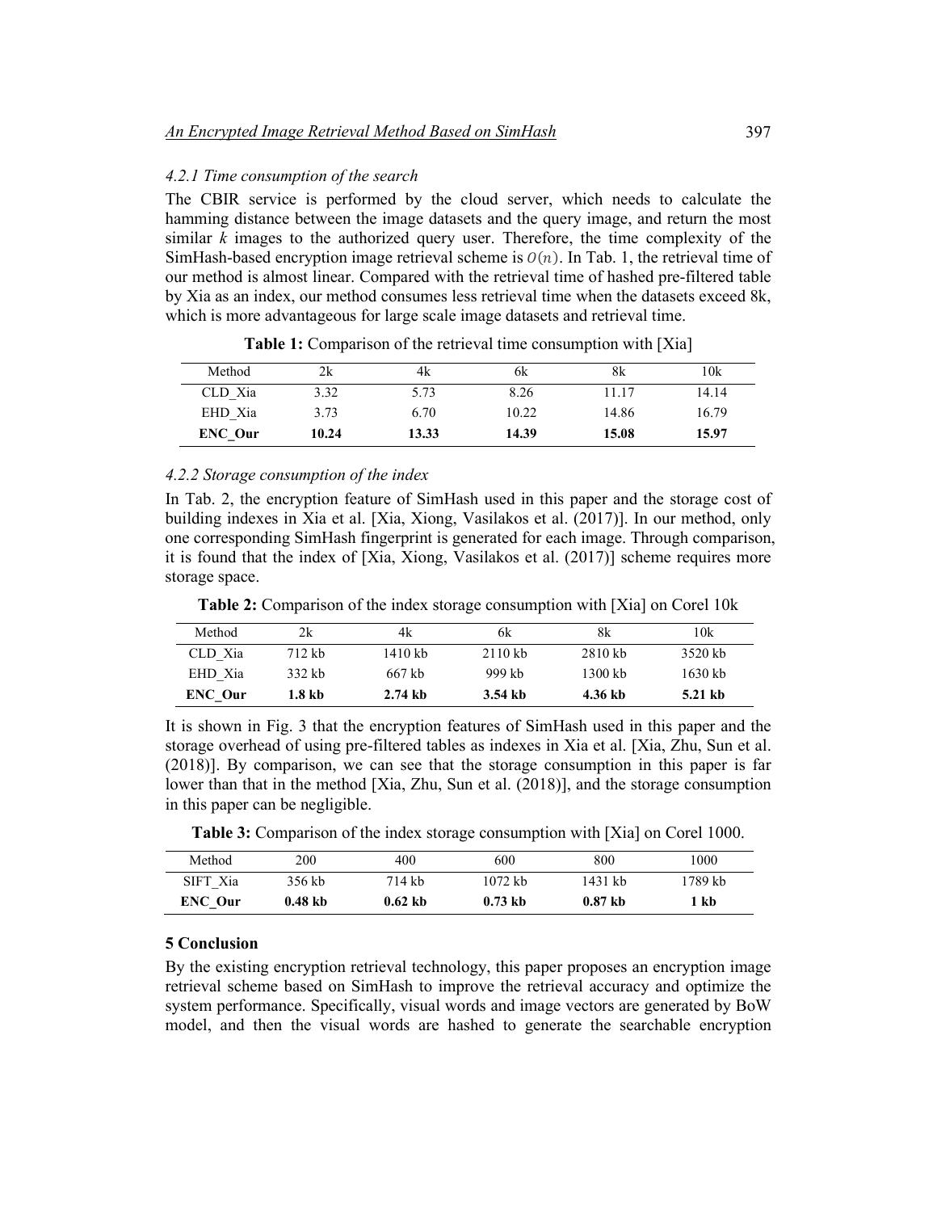#### 4.2.1 Time consumption of the search

The CBIR service is performed by the cloud server, which needs to calculate the hamming distance between the image datasets and the query image, and return the most similar $k$ images to the authorized query user. Therefore, the time complexity of the SimHash-based encryption image retrieval scheme is $O(n)$. In Tab. 1, the retrieval time of our method is almost linear. Compared with the retrieval time of hashed pre-filtered table by Xia as an index, our method consumes less retrieval time when the datasets exceed 8k, which is more advantageous for large scale image datasets and retrieval time.

**Table 1:** Comparison of the retrieval time consumption with [Xia]

| Method | 2k | 4k | 6k | 8k | 10k |
|---|---|---|---|---|---|
| CLD_Xia | 3.32 | 5.73 | 8.26 | 11.17 | 14.14 |
| EHD_Xia | 3.73 | 6.70 | 10.22 | 14.86 | 16.79 |
| **ENC_Our** | **10.24** | **13.33** | **14.39** | **15.08** | **15.97** |

#### 4.2.2 Storage consumption of the index

In Tab. 2, the encryption feature of SimHash used in this paper and the storage cost of building indexes in Xia et al. [Xia, Xiong, Vasilakos et al. (2017)]. In our method, only one corresponding SimHash fingerprint is generated for each image. Through comparison, it is found that the index of [Xia, Xiong, Vasilakos et al. (2017)] scheme requires more storage space.

**Table 2:** Comparison of the index storage consumption with [Xia] on Corel 10k

| Method | 2k | 4k | 6k | 8k | 10k |
|---|---|---|---|---|---|
| CLD_Xia | 712 kb | 1410 kb | 2110 kb | 2810 kb | 3520 kb |
| EHD_Xia | 332 kb | 667 kb | 999 kb | 1300 kb | 1630 kb |
| **ENC_Our** | **1.8 kb** | **2.74 kb** | **3.54 kb** | **4.36 kb** | **5.21 kb** |

It is shown in Fig. 3 that the encryption features of SimHash used in this paper and the storage overhead of using pre-filtered tables as indexes in Xia et al. [Xia, Zhu, Sun et al. (2018)]. By comparison, we can see that the storage consumption in this paper is far lower than that in the method [Xia, Zhu, Sun et al. (2018)], and the storage consumption in this paper can be negligible.

**Table 3:** Comparison of the index storage consumption with [Xia] on Corel 1000.

| Method | 200 | 400 | 600 | 800 | 1000 |
|---|---|---|---|---|---|
| SIFT_Xia | 356 kb | 714 kb | 1072 kb | 1431 kb | 1789 kb |
| **ENC_Our** | **0.48 kb** | **0.62 kb** | **0.73 kb** | **0.87 kb** | **1 kb** |

## 5 Conclusion

By the existing encryption retrieval technology, this paper proposes an encryption image retrieval scheme based on SimHash to improve the retrieval accuracy and optimize the system performance. Specifically, visual words and image vectors are generated by BoW model, and then the visual words are hashed to generate the searchable encryption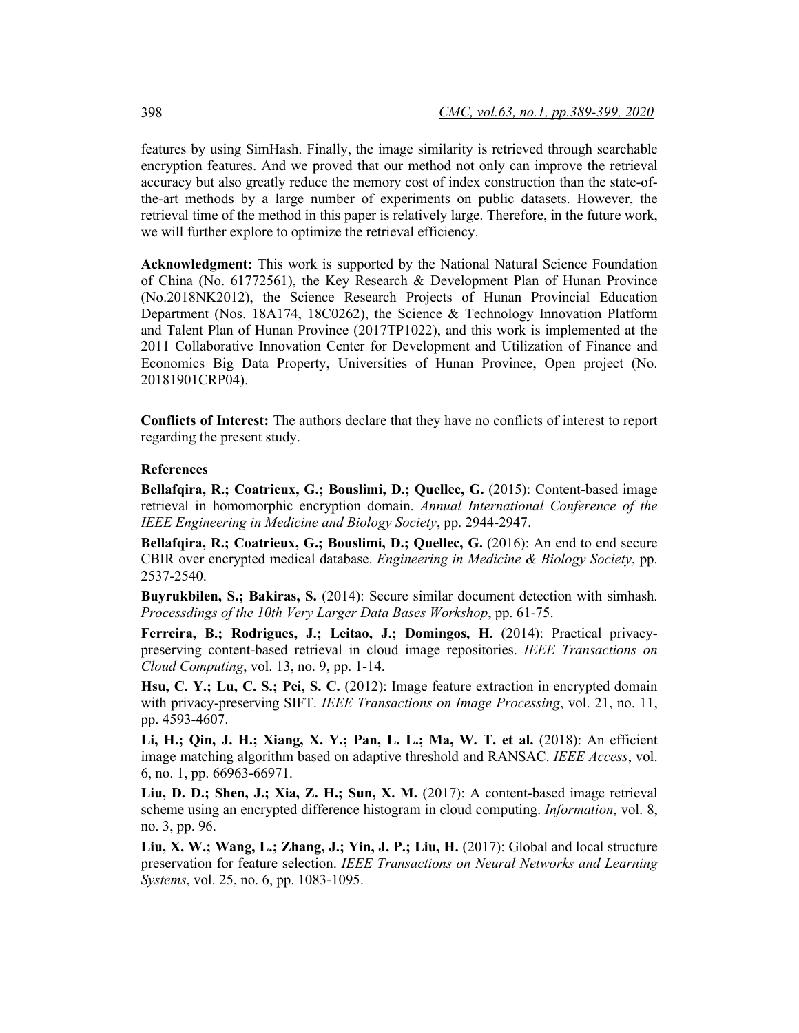features by using SimHash. Finally, the image similarity is retrieved through searchable encryption features. And we proved that our method not only can improve the retrieval accuracy but also greatly reduce the memory cost of index construction than the state-of-the-art methods by a large number of experiments on public datasets. However, the retrieval time of the method in this paper is relatively large. Therefore, in the future work, we will further explore to optimize the retrieval efficiency.

**Acknowledgment:** This work is supported by the National Natural Science Foundation of China (No. 61772561), the Key Research & Development Plan of Hunan Province (No.2018NK2012), the Science Research Projects of Hunan Provincial Education Department (Nos. 18A174, 18C0262), the Science & Technology Innovation Platform and Talent Plan of Hunan Province (2017TP1022), and this work is implemented at the 2011 Collaborative Innovation Center for Development and Utilization of Finance and Economics Big Data Property, Universities of Hunan Province, Open project (No. 20181901CRP04).

**Conflicts of Interest:** The authors declare that they have no conflicts of interest to report regarding the present study.

## References

**Bellafqira, R.; Coatrieux, G.; Bouslimi, D.; Quellec, G.** (2015): Content-based image retrieval in homomorphic encryption domain. *Annual International Conference of the IEEE Engineering in Medicine and Biology Society*, pp. 2944-2947.

**Bellafqira, R.; Coatrieux, G.; Bouslimi, D.; Quellec, G.** (2016): An end to end secure CBIR over encrypted medical database. *Engineering in Medicine & Biology Society*, pp. 2537-2540.

**Buyrukbilen, S.; Bakiras, S.** (2014): Secure similar document detection with simhash. *Processdings of the 10th Very Larger Data Bases Workshop*, pp. 61-75.

**Ferreira, B.; Rodrigues, J.; Leitao, J.; Domingos, H.** (2014): Practical privacy-preserving content-based retrieval in cloud image repositories. *IEEE Transactions on Cloud Computing*, vol. 13, no. 9, pp. 1-14.

**Hsu, C. Y.; Lu, C. S.; Pei, S. C.** (2012): Image feature extraction in encrypted domain with privacy-preserving SIFT. *IEEE Transactions on Image Processing*, vol. 21, no. 11, pp. 4593-4607.

**Li, H.; Qin, J. H.; Xiang, X. Y.; Pan, L. L.; Ma, W. T. et al.** (2018): An efficient image matching algorithm based on adaptive threshold and RANSAC. *IEEE Access*, vol. 6, no. 1, pp. 66963-66971.

**Liu, D. D.; Shen, J.; Xia, Z. H.; Sun, X. M.** (2017): A content-based image retrieval scheme using an encrypted difference histogram in cloud computing. *Information*, vol. 8, no. 3, pp. 96.

**Liu, X. W.; Wang, L.; Zhang, J.; Yin, J. P.; Liu, H.** (2017): Global and local structure preservation for feature selection. *IEEE Transactions on Neural Networks and Learning Systems*, vol. 25, no. 6, pp. 1083-1095.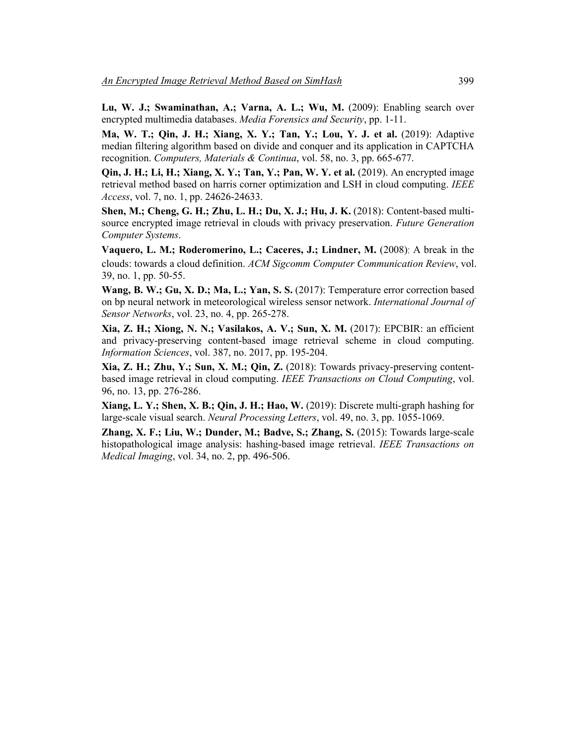**Lu, W. J.; Swaminathan, A.; Varna, A. L.; Wu, M.** (2009): Enabling search over encrypted multimedia databases. *Media Forensics and Security*, pp. 1-11.

**Ma, W. T.; Qin, J. H.; Xiang, X. Y.; Tan, Y.; Lou, Y. J. et al.** (2019): Adaptive median filtering algorithm based on divide and conquer and its application in CAPTCHA recognition. *Computers, Materials & Continua*, vol. 58, no. 3, pp. 665-677.

**Qin, J. H.; Li, H.; Xiang, X. Y.; Tan, Y.; Pan, W. Y. et al.** (2019). An encrypted image retrieval method based on harris corner optimization and LSH in cloud computing. *IEEE Access*, vol. 7, no. 1, pp. 24626-24633.

**Shen, M.; Cheng, G. H.; Zhu, L. H.; Du, X. J.; Hu, J. K.** (2018): Content-based multi-source encrypted image retrieval in clouds with privacy preservation. *Future Generation Computer Systems*.

**Vaquero, L. M.; Roderomerino, L.; Caceres, J.; Lindner, M.** (2008): A break in the clouds: towards a cloud definition. *ACM Sigcomm Computer Communication Review*, vol. 39, no. 1, pp. 50-55.

**Wang, B. W.; Gu, X. D.; Ma, L.; Yan, S. S.** (2017): Temperature error correction based on bp neural network in meteorological wireless sensor network. *International Journal of Sensor Networks*, vol. 23, no. 4, pp. 265-278.

**Xia, Z. H.; Xiong, N. N.; Vasilakos, A. V.; Sun, X. M.** (2017): EPCBIR: an efficient and privacy-preserving content-based image retrieval scheme in cloud computing. *Information Sciences*, vol. 387, no. 2017, pp. 195-204.

**Xia, Z. H.; Zhu, Y.; Sun, X. M.; Qin, Z.** (2018): Towards privacy-preserving content-based image retrieval in cloud computing. *IEEE Transactions on Cloud Computing*, vol. 96, no. 13, pp. 276-286.

**Xiang, L. Y.; Shen, X. B.; Qin, J. H.; Hao, W.** (2019): Discrete multi-graph hashing for large-scale visual search. *Neural Processing Letters*, vol. 49, no. 3, pp. 1055-1069.

**Zhang, X. F.; Liu, W.; Dunder, M.; Badve, S.; Zhang, S.** (2015): Towards large-scale histopathological image analysis: hashing-based image retrieval. *IEEE Transactions on Medical Imaging*, vol. 34, no. 2, pp. 496-506.